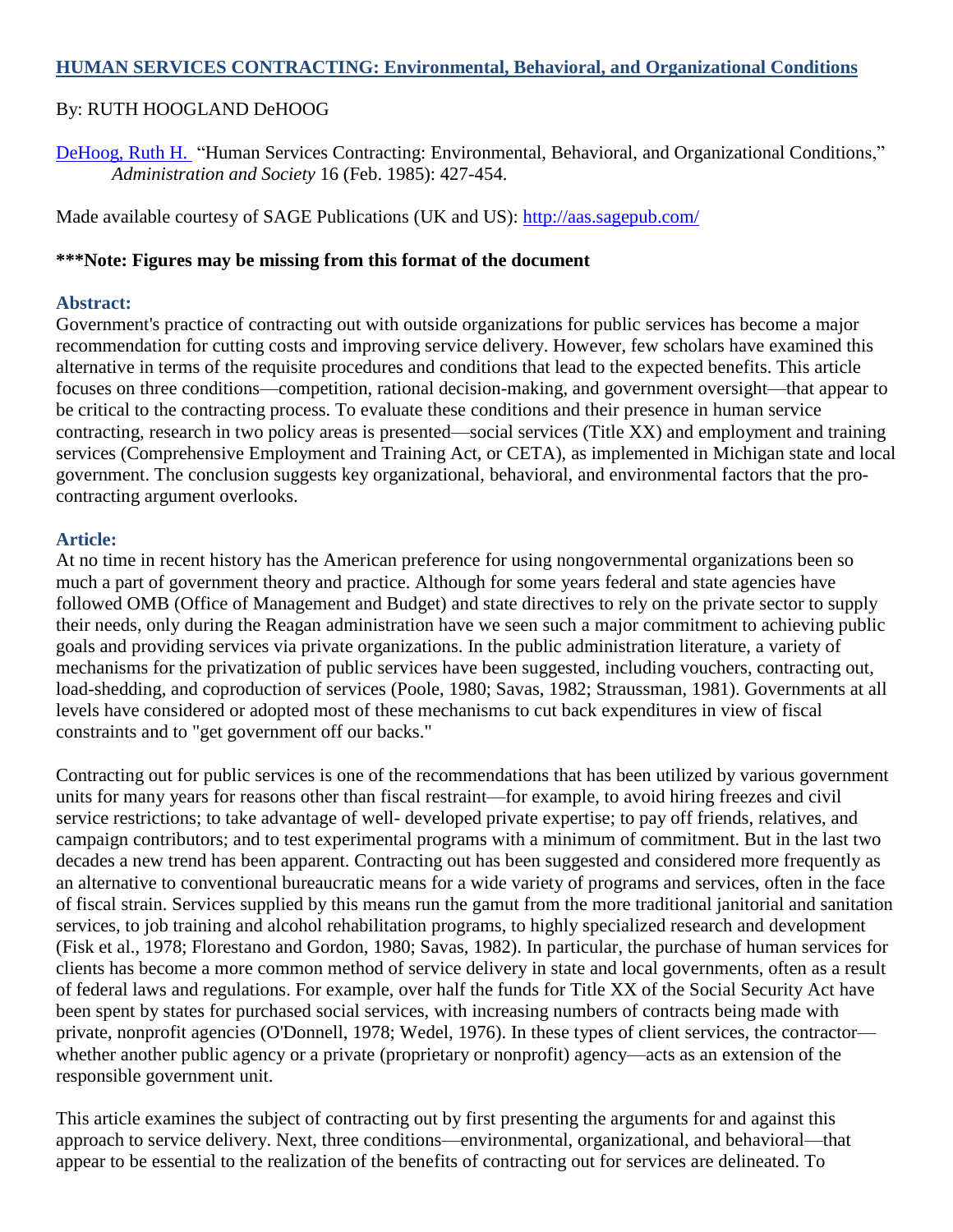# HUMAN SERVICES CONTRACTING: Environmental, Behavioral, and Organizational Conditions

By: RUTH HOOGLAND DeHOOG

DeHoog, Ruth H. "Human Services Contracting: Environmental, Behavioral, and Organizational Conditions," *Administration and Society* 16 (Feb. 1985): 427-454.

Made available courtesy of SAGE Publications (UK and US): http://aas.sagepub.com/

**\*\*\*Note: Figures may be missing from this format of the document**

## Abstract:

Government's practice of contracting out with outside organizations for public services has become a major recommendation for cutting costs and improving service delivery. However, few scholars have examined this alternative in terms of the requisite procedures and conditions that lead to the expected benefits. This article focuses on three conditions—competition, rational decision-making, and government oversight—that appear to be critical to the contracting process. To evaluate these conditions and their presence in human service contracting, research in two policy areas is presented—social services (Title XX) and employment and training services (Comprehensive Employment and Training Act, or CETA), as implemented in Michigan state and local government. The conclusion suggests key organizational, behavioral, and environmental factors that the pro-contracting argument overlooks.

## Article:

At no time in recent history has the American preference for using nongovernmental organizations been so much a part of government theory and practice. Although for some years federal and state agencies have followed OMB (Office of Management and Budget) and state directives to rely on the private sector to supply their needs, only during the Reagan administration have we seen such a major commitment to achieving public goals and providing services via private organizations. In the public administration literature, a variety of mechanisms for the privatization of public services have been suggested, including vouchers, contracting out, load-shedding, and coproduction of services (Poole, 1980; Savas, 1982; Straussman, 1981). Governments at all levels have considered or adopted most of these mechanisms to cut back expenditures in view of fiscal constraints and to "get government off our backs."

Contracting out for public services is one of the recommendations that has been utilized by various government units for many years for reasons other than fiscal restraint—for example, to avoid hiring freezes and civil service restrictions; to take advantage of well- developed private expertise; to pay off friends, relatives, and campaign contributors; and to test experimental programs with a minimum of commitment. But in the last two decades a new trend has been apparent. Contracting out has been suggested and considered more frequently as an alternative to conventional bureaucratic means for a wide variety of programs and services, often in the face of fiscal strain. Services supplied by this means run the gamut from the more traditional janitorial and sanitation services, to job training and alcohol rehabilitation programs, to highly specialized research and development (Fisk et al., 1978; Florestano and Gordon, 1980; Savas, 1982). In particular, the purchase of human services for clients has become a more common method of service delivery in state and local governments, often as a result of federal laws and regulations. For example, over half the funds for Title XX of the Social Security Act have been spent by states for purchased social services, with increasing numbers of contracts being made with private, nonprofit agencies (O'Donnell, 1978; Wedel, 1976). In these types of client services, the contractor—whether another public agency or a private (proprietary or nonprofit) agency—acts as an extension of the responsible government unit.

This article examines the subject of contracting out by first presenting the arguments for and against this approach to service delivery. Next, three conditions—environmental, organizational, and behavioral—that appear to be essential to the realization of the benefits of contracting out for services are delineated. To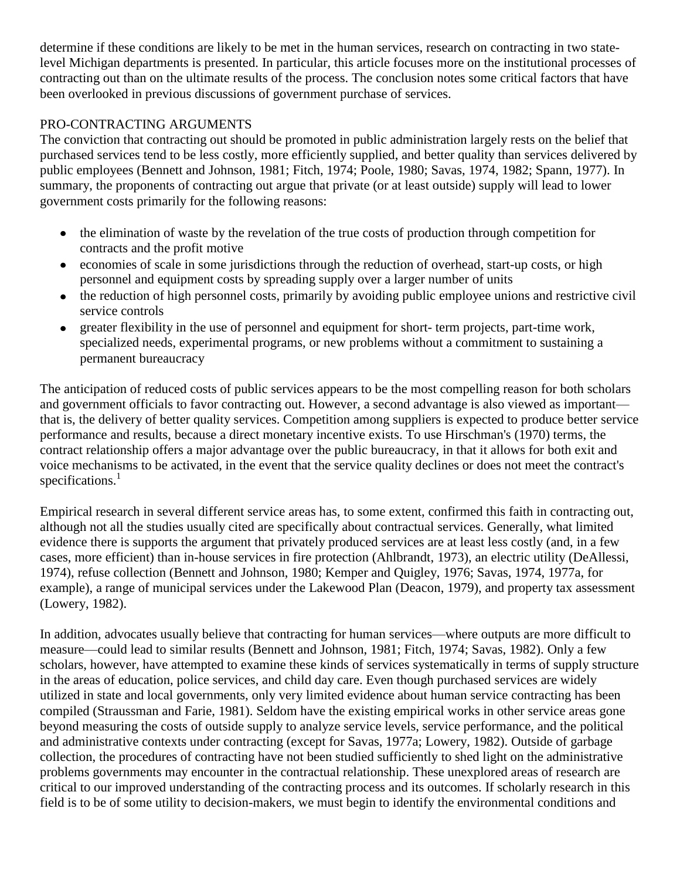determine if these conditions are likely to be met in the human services, research on contracting in two state-level Michigan departments is presented. In particular, this article focuses more on the institutional processes of contracting out than on the ultimate results of the process. The conclusion notes some critical factors that have been overlooked in previous discussions of government purchase of services.

## PRO-CONTRACTING ARGUMENTS

The conviction that contracting out should be promoted in public administration largely rests on the belief that purchased services tend to be less costly, more efficiently supplied, and better quality than services delivered by public employees (Bennett and Johnson, 1981; Fitch, 1974; Poole, 1980; Savas, 1974, 1982; Spann, 1977). In summary, the proponents of contracting out argue that private (or at least outside) supply will lead to lower government costs primarily for the following reasons:

- the elimination of waste by the revelation of the true costs of production through competition for contracts and the profit motive
- economies of scale in some jurisdictions through the reduction of overhead, start-up costs, or high personnel and equipment costs by spreading supply over a larger number of units
- the reduction of high personnel costs, primarily by avoiding public employee unions and restrictive civil service controls
- greater flexibility in the use of personnel and equipment for short- term projects, part-time work, specialized needs, experimental programs, or new problems without a commitment to sustaining a permanent bureaucracy

The anticipation of reduced costs of public services appears to be the most compelling reason for both scholars and government officials to favor contracting out. However, a second advantage is also viewed as important—that is, the delivery of better quality services. Competition among suppliers is expected to produce better service performance and results, because a direct monetary incentive exists. To use Hirschman's (1970) terms, the contract relationship offers a major advantage over the public bureaucracy, in that it allows for both exit and voice mechanisms to be activated, in the event that the service quality declines or does not meet the contract's specifications.[1]

Empirical research in several different service areas has, to some extent, confirmed this faith in contracting out, although not all the studies usually cited are specifically about contractual services. Generally, what limited evidence there is supports the argument that privately produced services are at least less costly (and, in a few cases, more efficient) than in-house services in fire protection (Ahlbrandt, 1973), an electric utility (DeAllessi, 1974), refuse collection (Bennett and Johnson, 1980; Kemper and Quigley, 1976; Savas, 1974, 1977a, for example), a range of municipal services under the Lakewood Plan (Deacon, 1979), and property tax assessment (Lowery, 1982).

In addition, advocates usually believe that contracting for human services—where outputs are more difficult to measure—could lead to similar results (Bennett and Johnson, 1981; Fitch, 1974; Savas, 1982). Only a few scholars, however, have attempted to examine these kinds of services systematically in terms of supply structure in the areas of education, police services, and child day care. Even though purchased services are widely utilized in state and local governments, only very limited evidence about human service contracting has been compiled (Straussman and Farie, 1981). Seldom have the existing empirical works in other service areas gone beyond measuring the costs of outside supply to analyze service levels, service performance, and the political and administrative contexts under contracting (except for Savas, 1977a; Lowery, 1982). Outside of garbage collection, the procedures of contracting have not been studied sufficiently to shed light on the administrative problems governments may encounter in the contractual relationship. These unexplored areas of research are critical to our improved understanding of the contracting process and its outcomes. If scholarly research in this field is to be of some utility to decision-makers, we must begin to identify the environmental conditions and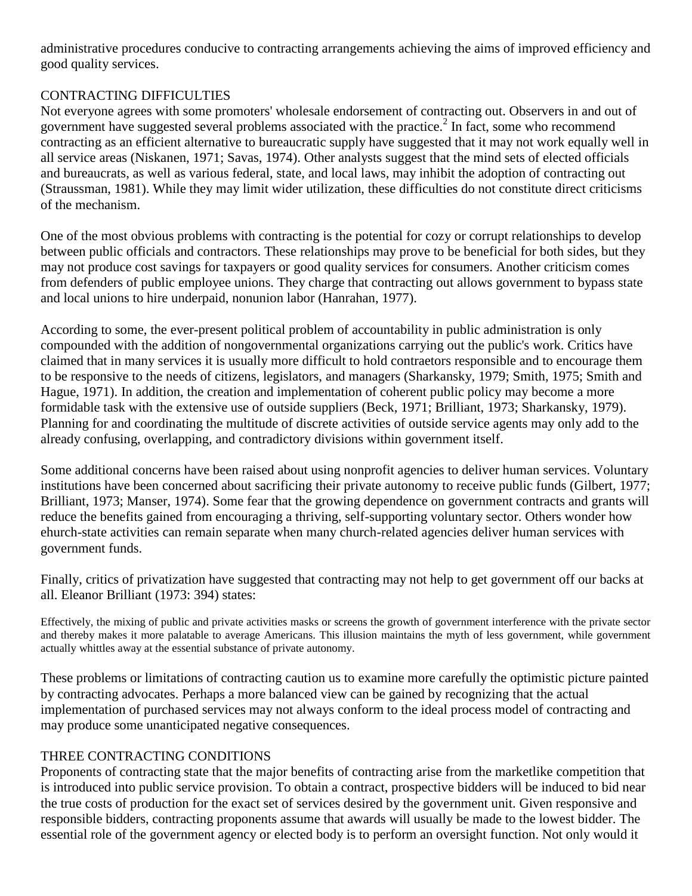administrative procedures conducive to contracting arrangements achieving the aims of improved efficiency and good quality services.

## CONTRACTING DIFFICULTIES

Not everyone agrees with some promoters' wholesale endorsement of contracting out. Observers in and out of government have suggested several problems associated with the practice.[2] In fact, some who recommend contracting as an efficient alternative to bureaucratic supply have suggested that it may not work equally well in all service areas (Niskanen, 1971; Savas, 1974). Other analysts suggest that the mind sets of elected officials and bureaucrats, as well as various federal, state, and local laws, may inhibit the adoption of contracting out (Straussman, 1981). While they may limit wider utilization, these difficulties do not constitute direct criticisms of the mechanism.

One of the most obvious problems with contracting is the potential for cozy or corrupt relationships to develop between public officials and contractors. These relationships may prove to be beneficial for both sides, but they may not produce cost savings for taxpayers or good quality services for consumers. Another criticism comes from defenders of public employee unions. They charge that contracting out allows government to bypass state and local unions to hire underpaid, nonunion labor (Hanrahan, 1977).

According to some, the ever-present political problem of accountability in public administration is only compounded with the addition of nongovernmental organizations carrying out the public's work. Critics have claimed that in many services it is usually more difficult to hold contraetors responsible and to encourage them to be responsive to the needs of citizens, legislators, and managers (Sharkansky, 1979; Smith, 1975; Smith and Hague, 1971). In addition, the creation and implementation of coherent public policy may become a more formidable task with the extensive use of outside suppliers (Beck, 1971; Brilliant, 1973; Sharkansky, 1979). Planning for and coordinating the multitude of discrete activities of outside service agents may only add to the already confusing, overlapping, and contradictory divisions within government itself.

Some additional concerns have been raised about using nonprofit agencies to deliver human services. Voluntary institutions have been concerned about sacrificing their private autonomy to receive public funds (Gilbert, 1977; Brilliant, 1973; Manser, 1974). Some fear that the growing dependence on government contracts and grants will reduce the benefits gained from encouraging a thriving, self-supporting voluntary sector. Others wonder how ehurch-state activities can remain separate when many church-related agencies deliver human services with government funds.

Finally, critics of privatization have suggested that contracting may not help to get government off our backs at all. Eleanor Brilliant (1973: 394) states:

> Effectively, the mixing of public and private activities masks or screens the growth of government interference with the private sector and thereby makes it more palatable to average Americans. This illusion maintains the myth of less government, while government actually whittles away at the essential substance of private autonomy.

These problems or limitations of contracting caution us to examine more carefully the optimistic picture painted by contracting advocates. Perhaps a more balanced view can be gained by recognizing that the actual implementation of purchased services may not always conform to the ideal process model of contracting and may produce some unanticipated negative consequences.

## THREE CONTRACTING CONDITIONS

Proponents of contracting state that the major benefits of contracting arise from the marketlike competition that is introduced into public service provision. To obtain a contract, prospective bidders will be induced to bid near the true costs of production for the exact set of services desired by the government unit. Given responsive and responsible bidders, contracting proponents assume that awards will usually be made to the lowest bidder. The essential role of the government agency or elected body is to perform an oversight function. Not only would it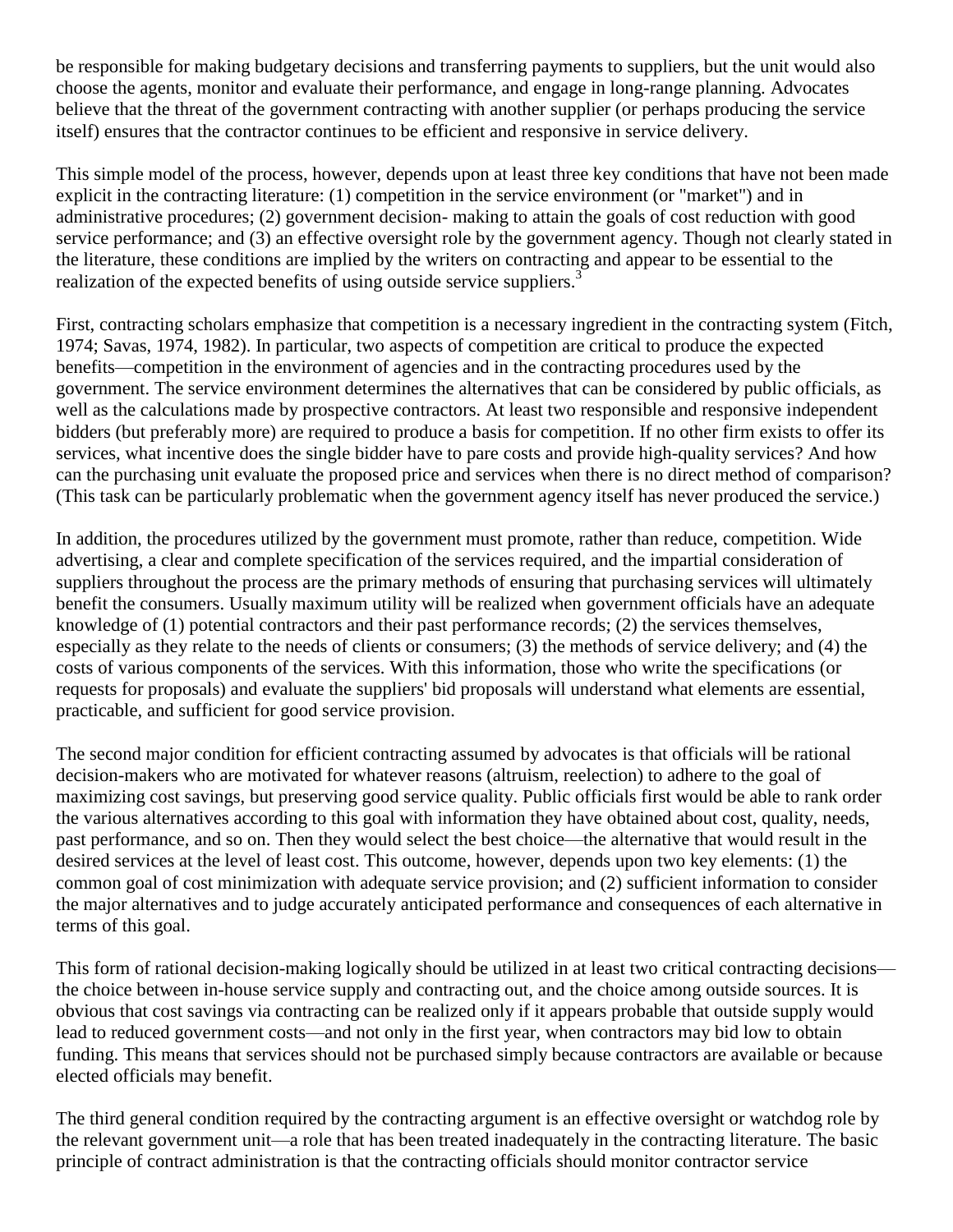be responsible for making budgetary decisions and transferring payments to suppliers, but the unit would also choose the agents, monitor and evaluate their performance, and engage in long-range planning. Advocates believe that the threat of the government contracting with another supplier (or perhaps producing the service itself) ensures that the contractor continues to be efficient and responsive in service delivery.

This simple model of the process, however, depends upon at least three key conditions that have not been made explicit in the contracting literature: (1) competition in the service environment (or "market") and in administrative procedures; (2) government decision- making to attain the goals of cost reduction with good service performance; and (3) an effective oversight role by the government agency. Though not clearly stated in the literature, these conditions are implied by the writers on contracting and appear to be essential to the realization of the expected benefits of using outside service suppliers.[3]

First, contracting scholars emphasize that competition is a necessary ingredient in the contracting system (Fitch, 1974; Savas, 1974, 1982). In particular, two aspects of competition are critical to produce the expected benefits—competition in the environment of agencies and in the contracting procedures used by the government. The service environment determines the alternatives that can be considered by public officials, as well as the calculations made by prospective contractors. At least two responsible and responsive independent bidders (but preferably more) are required to produce a basis for competition. If no other firm exists to offer its services, what incentive does the single bidder have to pare costs and provide high-quality services? And how can the purchasing unit evaluate the proposed price and services when there is no direct method of comparison? (This task can be particularly problematic when the government agency itself has never produced the service.)

In addition, the procedures utilized by the government must promote, rather than reduce, competition. Wide advertising, a clear and complete specification of the services required, and the impartial consideration of suppliers throughout the process are the primary methods of ensuring that purchasing services will ultimately benefit the consumers. Usually maximum utility will be realized when government officials have an adequate knowledge of (1) potential contractors and their past performance records; (2) the services themselves, especially as they relate to the needs of clients or consumers; (3) the methods of service delivery; and (4) the costs of various components of the services. With this information, those who write the specifications (or requests for proposals) and evaluate the suppliers' bid proposals will understand what elements are essential, practicable, and sufficient for good service provision.

The second major condition for efficient contracting assumed by advocates is that officials will be rational decision-makers who are motivated for whatever reasons (altruism, reelection) to adhere to the goal of maximizing cost savings, but preserving good service quality. Public officials first would be able to rank order the various alternatives according to this goal with information they have obtained about cost, quality, needs, past performance, and so on. Then they would select the best choice—the alternative that would result in the desired services at the level of least cost. This outcome, however, depends upon two key elements: (1) the common goal of cost minimization with adequate service provision; and (2) sufficient information to consider the major alternatives and to judge accurately anticipated performance and consequences of each alternative in terms of this goal.

This form of rational decision-making logically should be utilized in at least two critical contracting decisions—the choice between in-house service supply and contracting out, and the choice among outside sources. It is obvious that cost savings via contracting can be realized only if it appears probable that outside supply would lead to reduced government costs—and not only in the first year, when contractors may bid low to obtain funding. This means that services should not be purchased simply because contractors are available or because elected officials may benefit.

The third general condition required by the contracting argument is an effective oversight or watchdog role by the relevant government unit—a role that has been treated inadequately in the contracting literature. The basic principle of contract administration is that the contracting officials should monitor contractor service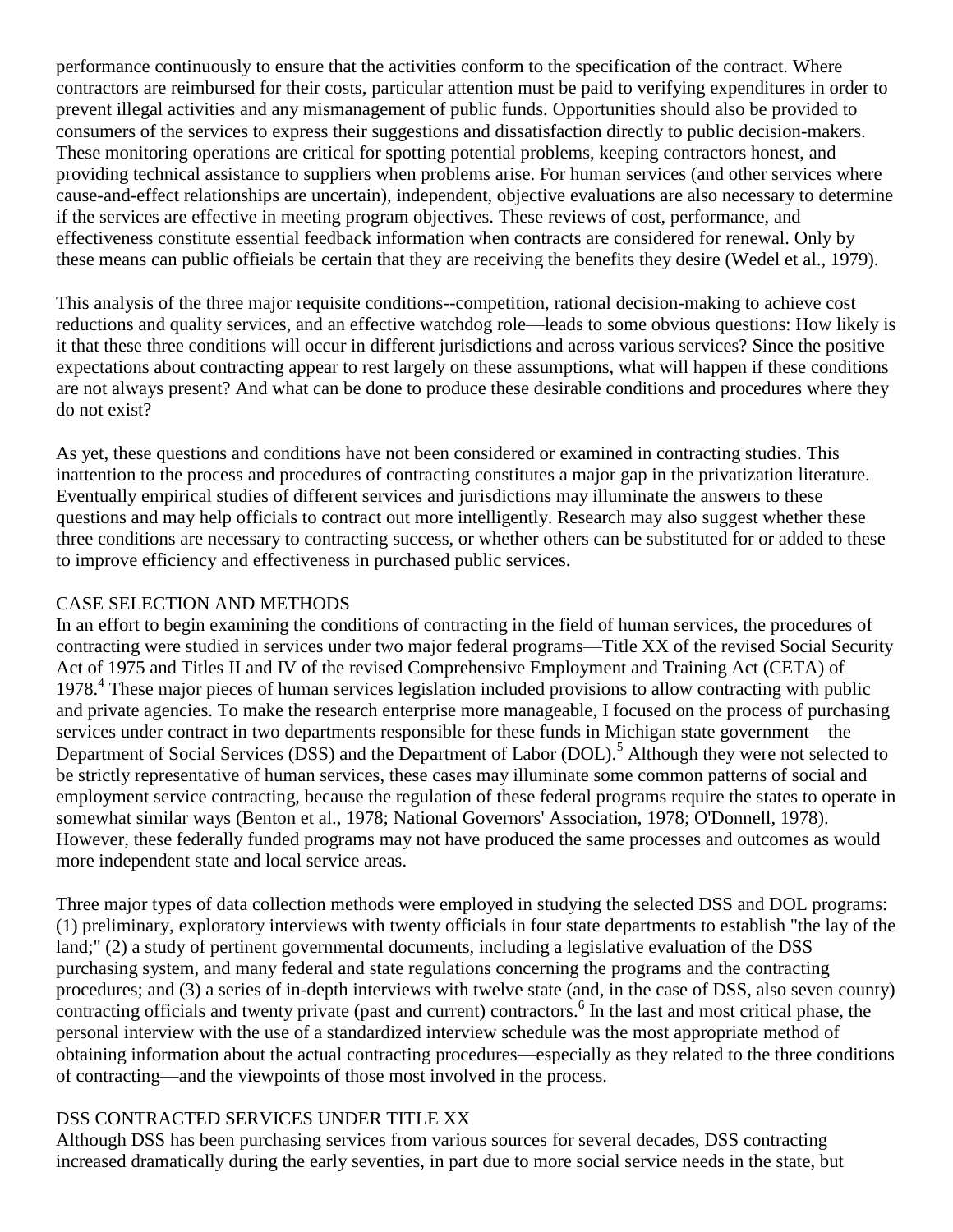performance continuously to ensure that the activities conform to the specification of the contract. Where contractors are reimbursed for their costs, particular attention must be paid to verifying expenditures in order to prevent illegal activities and any mismanagement of public funds. Opportunities should also be provided to consumers of the services to express their suggestions and dissatisfaction directly to public decision-makers. These monitoring operations are critical for spotting potential problems, keeping contractors honest, and providing technical assistance to suppliers when problems arise. For human services (and other services where cause-and-effect relationships are uncertain), independent, objective evaluations are also necessary to determine if the services are effective in meeting program objectives. These reviews of cost, performance, and effectiveness constitute essential feedback information when contracts are considered for renewal. Only by these means can public offieials be certain that they are receiving the benefits they desire (Wedel et al., 1979).

This analysis of the three major requisite conditions--competition, rational decision-making to achieve cost reductions and quality services, and an effective watchdog role—leads to some obvious questions: How likely is it that these three conditions will occur in different jurisdictions and across various services? Since the positive expectations about contracting appear to rest largely on these assumptions, what will happen if these conditions are not always present? And what can be done to produce these desirable conditions and procedures where they do not exist?

As yet, these questions and conditions have not been considered or examined in contracting studies. This inattention to the process and procedures of contracting constitutes a major gap in the privatization literature. Eventually empirical studies of different services and jurisdictions may illuminate the answers to these questions and may help officials to contract out more intelligently. Research may also suggest whether these three conditions are necessary to contracting success, or whether others can be substituted for or added to these to improve efficiency and effectiveness in purchased public services.

## CASE SELECTION AND METHODS

In an effort to begin examining the conditions of contracting in the field of human services, the procedures of contracting were studied in services under two major federal programs—Title XX of the revised Social Security Act of 1975 and Titles II and IV of the revised Comprehensive Employment and Training Act (CETA) of 1978.[4] These major pieces of human services legislation included provisions to allow contracting with public and private agencies. To make the research enterprise more manageable, I focused on the process of purchasing services under contract in two departments responsible for these funds in Michigan state government—the Department of Social Services (DSS) and the Department of Labor (DOL).[5] Although they were not selected to be strictly representative of human services, these cases may illuminate some common patterns of social and employment service contracting, because the regulation of these federal programs require the states to operate in somewhat similar ways (Benton et al., 1978; National Governors' Association, 1978; O'Donnell, 1978). However, these federally funded programs may not have produced the same processes and outcomes as would more independent state and local service areas.

Three major types of data collection methods were employed in studying the selected DSS and DOL programs: (1) preliminary, exploratory interviews with twenty officials in four state departments to establish "the lay of the land;" (2) a study of pertinent governmental documents, including a legislative evaluation of the DSS purchasing system, and many federal and state regulations concerning the programs and the contracting procedures; and (3) a series of in-depth interviews with twelve state (and, in the case of DSS, also seven county) contracting officials and twenty private (past and current) contractors.[6] In the last and most critical phase, the personal interview with the use of a standardized interview schedule was the most appropriate method of obtaining information about the actual contracting procedures—especially as they related to the three conditions of contracting—and the viewpoints of those most involved in the process.

## DSS CONTRACTED SERVICES UNDER TITLE XX

Although DSS has been purchasing services from various sources for several decades, DSS contracting increased dramatically during the early seventies, in part due to more social service needs in the state, but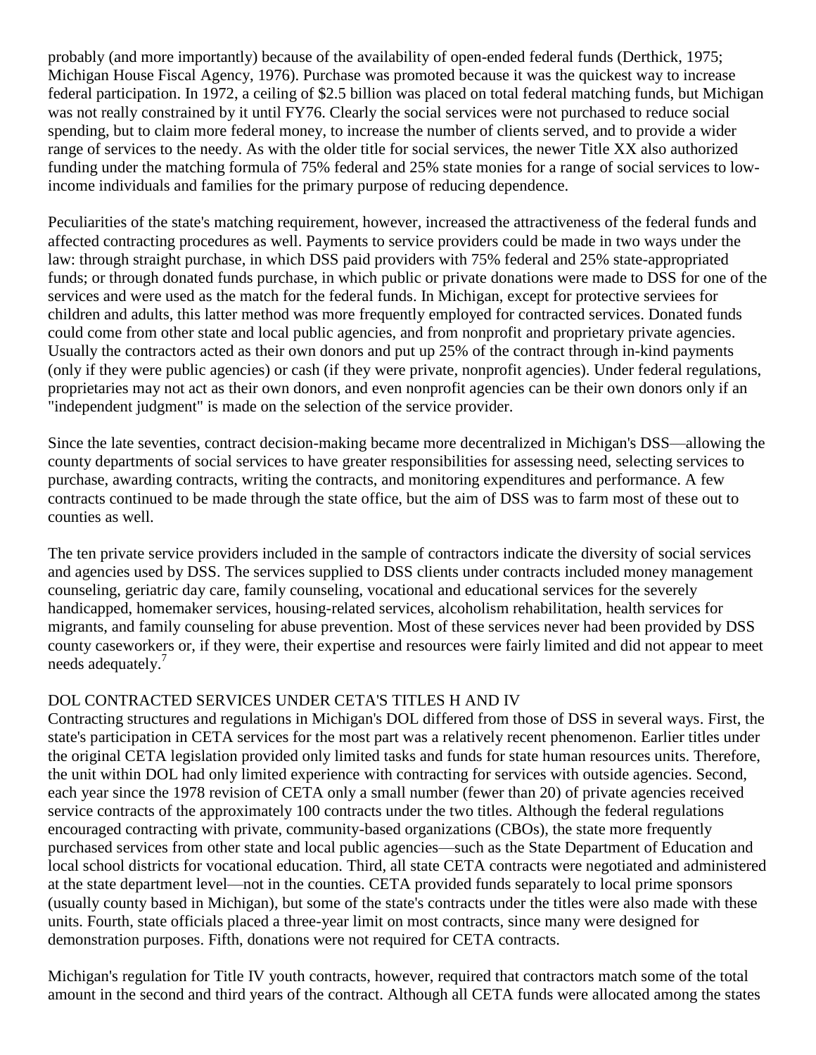probably (and more importantly) because of the availability of open-ended federal funds (Derthick, 1975; Michigan House Fiscal Agency, 1976). Purchase was promoted because it was the quickest way to increase federal participation. In 1972, a ceiling of $2.5 billion was placed on total federal matching funds, but Michigan was not really constrained by it until FY76. Clearly the social services were not purchased to reduce social spending, but to claim more federal money, to increase the number of clients served, and to provide a wider range of services to the needy. As with the older title for social services, the newer Title XX also authorized funding under the matching formula of 75% federal and 25% state monies for a range of social services to low-income individuals and families for the primary purpose of reducing dependence.

Peculiarities of the state's matching requirement, however, increased the attractiveness of the federal funds and affected contracting procedures as well. Payments to service providers could be made in two ways under the law: through straight purchase, in which DSS paid providers with 75% federal and 25% state-appropriated funds; or through donated funds purchase, in which public or private donations were made to DSS for one of the services and were used as the match for the federal funds. In Michigan, except for protective serviees for children and adults, this latter method was more frequently employed for contracted services. Donated funds could come from other state and local public agencies, and from nonprofit and proprietary private agencies. Usually the contractors acted as their own donors and put up 25% of the contract through in-kind payments (only if they were public agencies) or cash (if they were private, nonprofit agencies). Under federal regulations, proprietaries may not act as their own donors, and even nonprofit agencies can be their own donors only if an "independent judgment" is made on the selection of the service provider.

Since the late seventies, contract decision-making became more decentralized in Michigan's DSS—allowing the county departments of social services to have greater responsibilities for assessing need, selecting services to purchase, awarding contracts, writing the contracts, and monitoring expenditures and performance. A few contracts continued to be made through the state office, but the aim of DSS was to farm most of these out to counties as well.

The ten private service providers included in the sample of contractors indicate the diversity of social services and agencies used by DSS. The services supplied to DSS clients under contracts included money management counseling, geriatric day care, family counseling, vocational and educational services for the severely handicapped, homemaker services, housing-related services, alcoholism rehabilitation, health services for migrants, and family counseling for abuse prevention. Most of these services never had been provided by DSS county caseworkers or, if they were, their expertise and resources were fairly limited and did not appear to meet needs adequately.[7]

## DOL CONTRACTED SERVICES UNDER CETA'S TITLES H AND IV

Contracting structures and regulations in Michigan's DOL differed from those of DSS in several ways. First, the state's participation in CETA services for the most part was a relatively recent phenomenon. Earlier titles under the original CETA legislation provided only limited tasks and funds for state human resources units. Therefore, the unit within DOL had only limited experience with contracting for services with outside agencies. Second, each year since the 1978 revision of CETA only a small number (fewer than 20) of private agencies received service contracts of the approximately 100 contracts under the two titles. Although the federal regulations encouraged contracting with private, community-based organizations (CBOs), the state more frequently purchased services from other state and local public agencies—such as the State Department of Education and local school districts for vocational education. Third, all state CETA contracts were negotiated and administered at the state department level—not in the counties. CETA provided funds separately to local prime sponsors (usually county based in Michigan), but some of the state's contracts under the titles were also made with these units. Fourth, state officials placed a three-year limit on most contracts, since many were designed for demonstration purposes. Fifth, donations were not required for CETA contracts.

Michigan's regulation for Title IV youth contracts, however, required that contractors match some of the total amount in the second and third years of the contract. Although all CETA funds were allocated among the states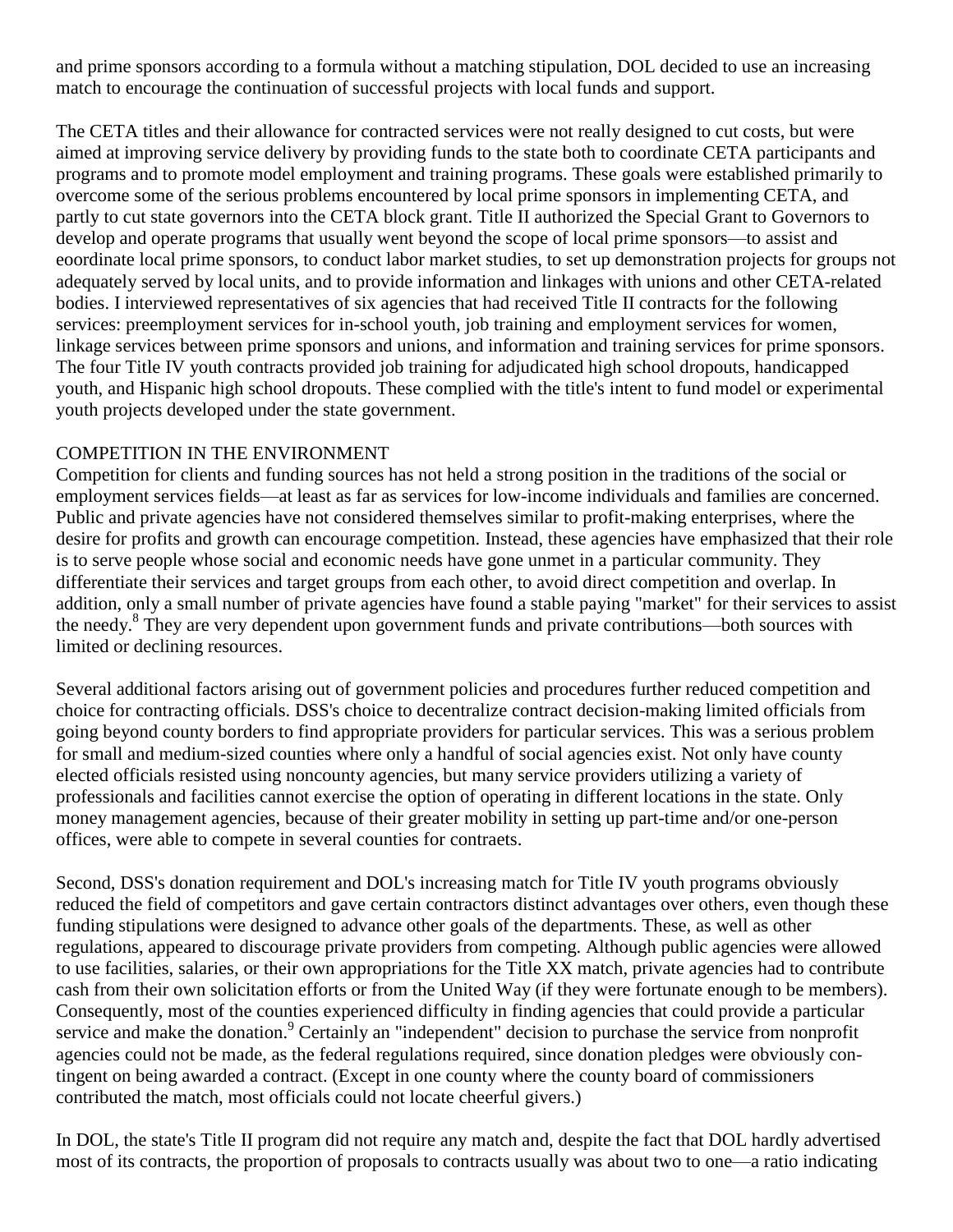and prime sponsors according to a formula without a matching stipulation, DOL decided to use an increasing match to encourage the continuation of successful projects with local funds and support.

The CETA titles and their allowance for contracted services were not really designed to cut costs, but were aimed at improving service delivery by providing funds to the state both to coordinate CETA participants and programs and to promote model employment and training programs. These goals were established primarily to overcome some of the serious problems encountered by local prime sponsors in implementing CETA, and partly to cut state governors into the CETA block grant. Title II authorized the Special Grant to Governors to develop and operate programs that usually went beyond the scope of local prime sponsors—to assist and eoordinate local prime sponsors, to conduct labor market studies, to set up demonstration projects for groups not adequately served by local units, and to provide information and linkages with unions and other CETA-related bodies. I interviewed representatives of six agencies that had received Title II contracts for the following services: preemployment services for in-school youth, job training and employment services for women, linkage services between prime sponsors and unions, and information and training services for prime sponsors. The four Title IV youth contracts provided job training for adjudicated high school dropouts, handicapped youth, and Hispanic high school dropouts. These complied with the title's intent to fund model or experimental youth projects developed under the state government.

## COMPETITION IN THE ENVIRONMENT

Competition for clients and funding sources has not held a strong position in the traditions of the social or employment services fields—at least as far as services for low-income individuals and families are concerned. Public and private agencies have not considered themselves similar to profit-making enterprises, where the desire for profits and growth can encourage competition. Instead, these agencies have emphasized that their role is to serve people whose social and economic needs have gone unmet in a particular community. They differentiate their services and target groups from each other, to avoid direct competition and overlap. In addition, only a small number of private agencies have found a stable paying "market" for their services to assist the needy.[8] They are very dependent upon government funds and private contributions—both sources with limited or declining resources.

Several additional factors arising out of government policies and procedures further reduced competition and choice for contracting officials. DSS's choice to decentralize contract decision-making limited officials from going beyond county borders to find appropriate providers for particular services. This was a serious problem for small and medium-sized counties where only a handful of social agencies exist. Not only have county elected officials resisted using noncounty agencies, but many service providers utilizing a variety of professionals and facilities cannot exercise the option of operating in different locations in the state. Only money management agencies, because of their greater mobility in setting up part-time and/or one-person offices, were able to compete in several counties for contraets.

Second, DSS's donation requirement and DOL's increasing match for Title IV youth programs obviously reduced the field of competitors and gave certain contractors distinct advantages over others, even though these funding stipulations were designed to advance other goals of the departments. These, as well as other regulations, appeared to discourage private providers from competing. Although public agencies were allowed to use facilities, salaries, or their own appropriations for the Title XX match, private agencies had to contribute cash from their own solicitation efforts or from the United Way (if they were fortunate enough to be members). Consequently, most of the counties experienced difficulty in finding agencies that could provide a particular service and make the donation.[9] Certainly an "independent" decision to purchase the service from nonprofit agencies could not be made, as the federal regulations required, since donation pledges were obviously contingent on being awarded a contract. (Except in one county where the county board of commissioners contributed the match, most officials could not locate cheerful givers.)

In DOL, the state's Title II program did not require any match and, despite the fact that DOL hardly advertised most of its contracts, the proportion of proposals to contracts usually was about two to one—a ratio indicating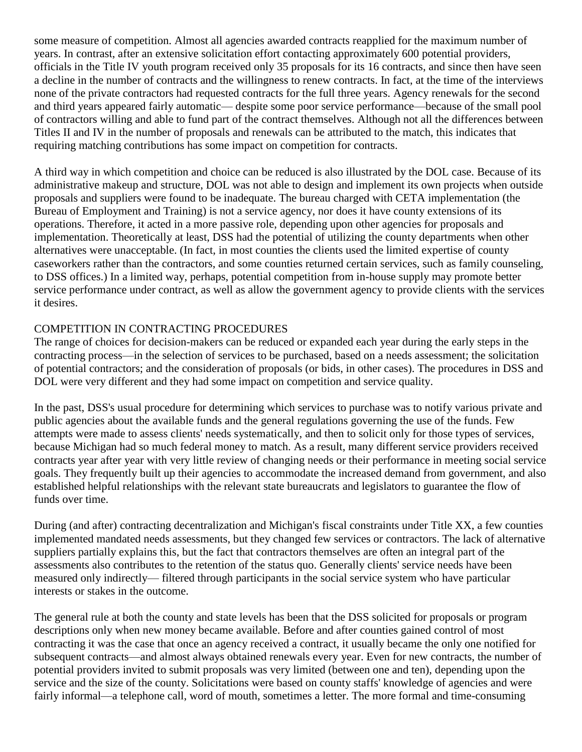some measure of competition. Almost all agencies awarded contracts reapplied for the maximum number of years. In contrast, after an extensive solicitation effort contacting approximately 600 potential providers, officials in the Title IV youth program received only 35 proposals for its 16 contracts, and since then have seen a decline in the number of contracts and the willingness to renew contracts. In fact, at the time of the interviews none of the private contractors had requested contracts for the full three years. Agency renewals for the second and third years appeared fairly automatic— despite some poor service performance—because of the small pool of contractors willing and able to fund part of the contract themselves. Although not all the differences between Titles II and IV in the number of proposals and renewals can be attributed to the match, this indicates that requiring matching contributions has some impact on competition for contracts.

A third way in which competition and choice can be reduced is also illustrated by the DOL case. Because of its administrative makeup and structure, DOL was not able to design and implement its own projects when outside proposals and suppliers were found to be inadequate. The bureau charged with CETA implementation (the Bureau of Employment and Training) is not a service agency, nor does it have county extensions of its operations. Therefore, it acted in a more passive role, depending upon other agencies for proposals and implementation. Theoretically at least, DSS had the potential of utilizing the county departments when other alternatives were unacceptable. (In fact, in most counties the clients used the limited expertise of county caseworkers rather than the contractors, and some counties returned certain services, such as family counseling, to DSS offices.) In a limited way, perhaps, potential competition from in-house supply may promote better service performance under contract, as well as allow the government agency to provide clients with the services it desires.

## COMPETITION IN CONTRACTING PROCEDURES

The range of choices for decision-makers can be reduced or expanded each year during the early steps in the contracting process—in the selection of services to be purchased, based on a needs assessment; the solicitation of potential contractors; and the consideration of proposals (or bids, in other cases). The procedures in DSS and DOL were very different and they had some impact on competition and service quality.

In the past, DSS's usual procedure for determining which services to purchase was to notify various private and public agencies about the available funds and the general regulations governing the use of the funds. Few attempts were made to assess clients' needs systematically, and then to solicit only for those types of services, because Michigan had so much federal money to match. As a result, many different service providers received contracts year after year with very little review of changing needs or their performance in meeting social service goals. They frequently built up their agencies to accommodate the increased demand from government, and also established helpful relationships with the relevant state bureaucrats and legislators to guarantee the flow of funds over time.

During (and after) contracting decentralization and Michigan's fiscal constraints under Title XX, a few counties implemented mandated needs assessments, but they changed few services or contractors. The lack of alternative suppliers partially explains this, but the fact that contractors themselves are often an integral part of the assessments also contributes to the retention of the status quo. Generally clients' service needs have been measured only indirectly— filtered through participants in the social service system who have particular interests or stakes in the outcome.

The general rule at both the county and state levels has been that the DSS solicited for proposals or program descriptions only when new money became available. Before and after counties gained control of most contracting it was the case that once an agency received a contract, it usually became the only one notified for subsequent contracts—and almost always obtained renewals every year. Even for new contracts, the number of potential providers invited to submit proposals was very limited (between one and ten), depending upon the service and the size of the county. Solicitations were based on county staffs' knowledge of agencies and were fairly informal—a telephone call, word of mouth, sometimes a letter. The more formal and time-consuming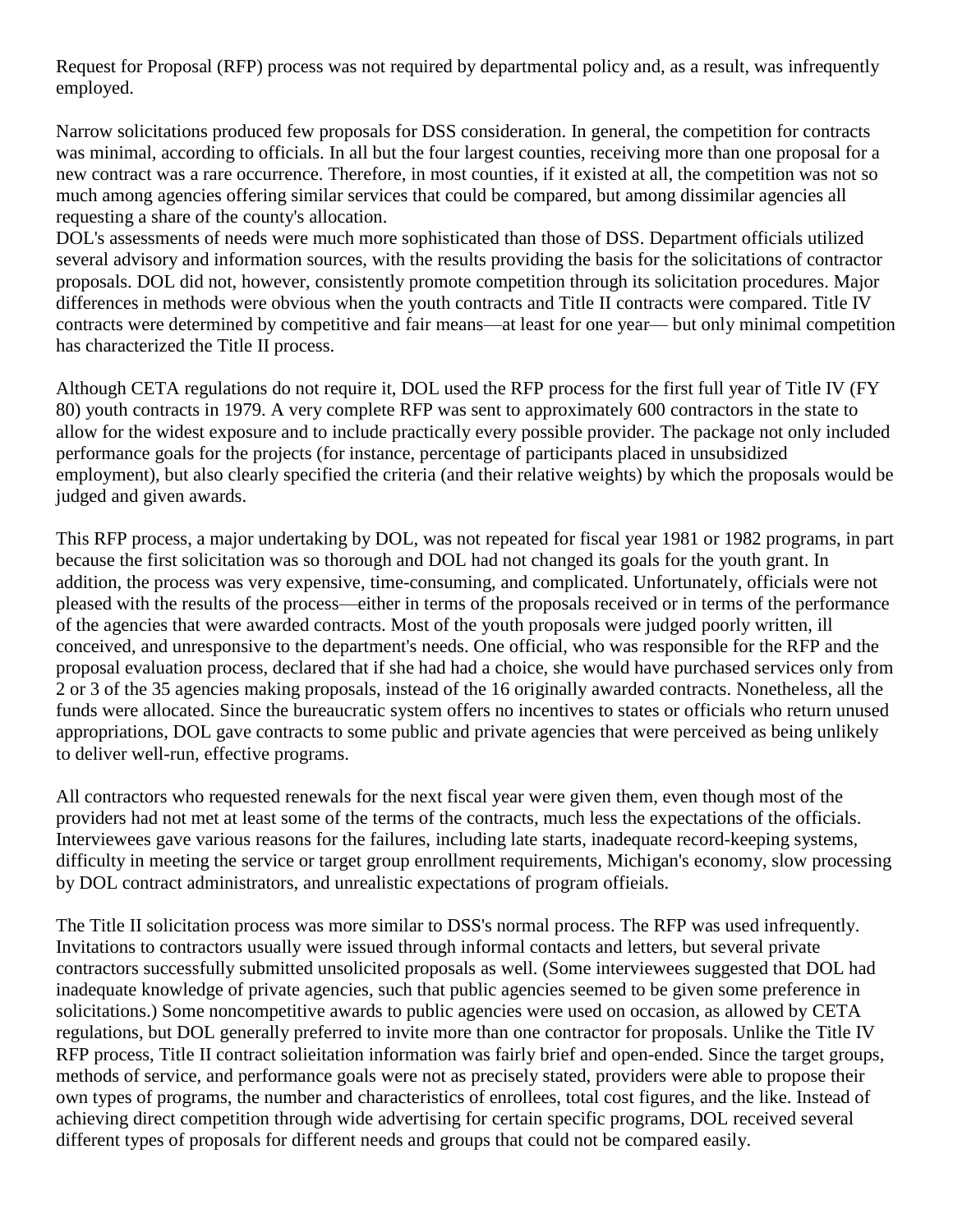Request for Proposal (RFP) process was not required by departmental policy and, as a result, was infrequently employed.

Narrow solicitations produced few proposals for DSS consideration. In general, the competition for contracts was minimal, according to officials. In all but the four largest counties, receiving more than one proposal for a new contract was a rare occurrence. Therefore, in most counties, if it existed at all, the competition was not so much among agencies offering similar services that could be compared, but among dissimilar agencies all requesting a share of the county's allocation.

DOL's assessments of needs were much more sophisticated than those of DSS. Department officials utilized several advisory and information sources, with the results providing the basis for the solicitations of contractor proposals. DOL did not, however, consistently promote competition through its solicitation procedures. Major differences in methods were obvious when the youth contracts and Title II contracts were compared. Title IV contracts were determined by competitive and fair means—at least for one year— but only minimal competition has characterized the Title II process.

Although CETA regulations do not require it, DOL used the RFP process for the first full year of Title IV (FY 80) youth contracts in 1979. A very complete RFP was sent to approximately 600 contractors in the state to allow for the widest exposure and to include practically every possible provider. The package not only included performance goals for the projects (for instance, percentage of participants placed in unsubsidized employment), but also clearly specified the criteria (and their relative weights) by which the proposals would be judged and given awards.

This RFP process, a major undertaking by DOL, was not repeated for fiscal year 1981 or 1982 programs, in part because the first solicitation was so thorough and DOL had not changed its goals for the youth grant. In addition, the process was very expensive, time-consuming, and complicated. Unfortunately, officials were not pleased with the results of the process—either in terms of the proposals received or in terms of the performance of the agencies that were awarded contracts. Most of the youth proposals were judged poorly written, ill conceived, and unresponsive to the department's needs. One official, who was responsible for the RFP and the proposal evaluation process, declared that if she had had a choice, she would have purchased services only from 2 or 3 of the 35 agencies making proposals, instead of the 16 originally awarded contracts. Nonetheless, all the funds were allocated. Since the bureaucratic system offers no incentives to states or officials who return unused appropriations, DOL gave contracts to some public and private agencies that were perceived as being unlikely to deliver well-run, effective programs.

All contractors who requested renewals for the next fiscal year were given them, even though most of the providers had not met at least some of the terms of the contracts, much less the expectations of the officials. Interviewees gave various reasons for the failures, including late starts, inadequate record-keeping systems, difficulty in meeting the service or target group enrollment requirements, Michigan's economy, slow processing by DOL contract administrators, and unrealistic expectations of program offieials.

The Title II solicitation process was more similar to DSS's normal process. The RFP was used infrequently. Invitations to contractors usually were issued through informal contacts and letters, but several private contractors successfully submitted unsolicited proposals as well. (Some interviewees suggested that DOL had inadequate knowledge of private agencies, such that public agencies seemed to be given some preference in solicitations.) Some noncompetitive awards to public agencies were used on occasion, as allowed by CETA regulations, but DOL generally preferred to invite more than one contractor for proposals. Unlike the Title IV RFP process, Title II contract solieitation information was fairly brief and open-ended. Since the target groups, methods of service, and performance goals were not as precisely stated, providers were able to propose their own types of programs, the number and characteristics of enrollees, total cost figures, and the like. Instead of achieving direct competition through wide advertising for certain specific programs, DOL received several different types of proposals for different needs and groups that could not be compared easily.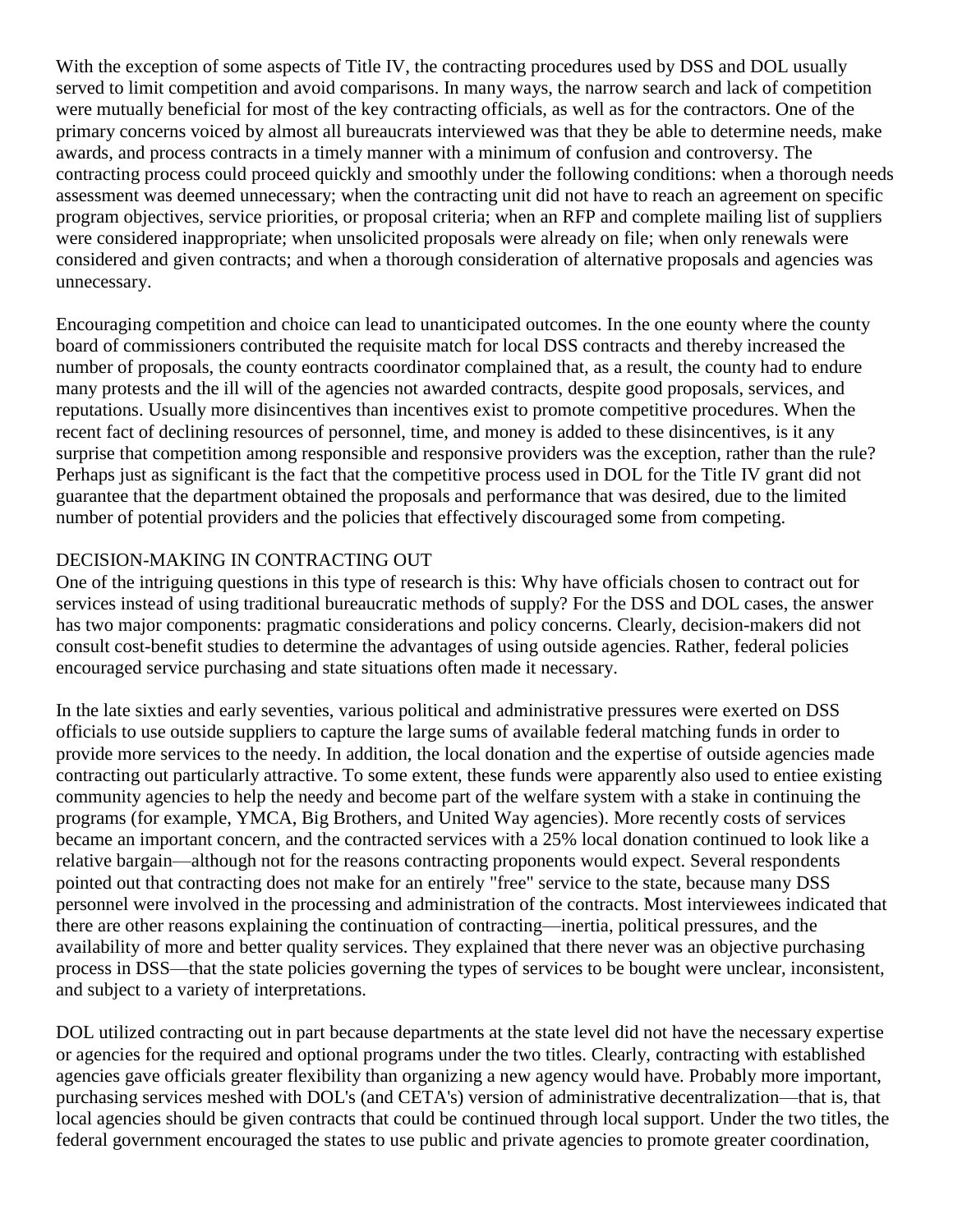With the exception of some aspects of Title IV, the contracting procedures used by DSS and DOL usually served to limit competition and avoid comparisons. In many ways, the narrow search and lack of competition were mutually beneficial for most of the key contracting officials, as well as for the contractors. One of the primary concerns voiced by almost all bureaucrats interviewed was that they be able to determine needs, make awards, and process contracts in a timely manner with a minimum of confusion and controversy. The contracting process could proceed quickly and smoothly under the following conditions: when a thorough needs assessment was deemed unnecessary; when the contracting unit did not have to reach an agreement on specific program objectives, service priorities, or proposal criteria; when an RFP and complete mailing list of suppliers were considered inappropriate; when unsolicited proposals were already on file; when only renewals were considered and given contracts; and when a thorough consideration of alternative proposals and agencies was unnecessary.

Encouraging competition and choice can lead to unanticipated outcomes. In the one eounty where the county board of commissioners contributed the requisite match for local DSS contracts and thereby increased the number of proposals, the county eontracts coordinator complained that, as a result, the county had to endure many protests and the ill will of the agencies not awarded contracts, despite good proposals, services, and reputations. Usually more disincentives than incentives exist to promote competitive procedures. When the recent fact of declining resources of personnel, time, and money is added to these disincentives, is it any surprise that competition among responsible and responsive providers was the exception, rather than the rule? Perhaps just as significant is the fact that the competitive process used in DOL for the Title IV grant did not guarantee that the department obtained the proposals and performance that was desired, due to the limited number of potential providers and the policies that effectively discouraged some from competing.

## DECISION-MAKING IN CONTRACTING OUT

One of the intriguing questions in this type of research is this: Why have officials chosen to contract out for services instead of using traditional bureaucratic methods of supply? For the DSS and DOL cases, the answer has two major components: pragmatic considerations and policy concerns. Clearly, decision-makers did not consult cost-benefit studies to determine the advantages of using outside agencies. Rather, federal policies encouraged service purchasing and state situations often made it necessary.

In the late sixties and early seventies, various political and administrative pressures were exerted on DSS officials to use outside suppliers to capture the large sums of available federal matching funds in order to provide more services to the needy. In addition, the local donation and the expertise of outside agencies made contracting out particularly attractive. To some extent, these funds were apparently also used to entiee existing community agencies to help the needy and become part of the welfare system with a stake in continuing the programs (for example, YMCA, Big Brothers, and United Way agencies). More recently costs of services became an important concern, and the contracted services with a 25% local donation continued to look like a relative bargain—although not for the reasons contracting proponents would expect. Several respondents pointed out that contracting does not make for an entirely "free" service to the state, because many DSS personnel were involved in the processing and administration of the contracts. Most interviewees indicated that there are other reasons explaining the continuation of contracting—inertia, political pressures, and the availability of more and better quality services. They explained that there never was an objective purchasing process in DSS—that the state policies governing the types of services to be bought were unclear, inconsistent, and subject to a variety of interpretations.

DOL utilized contracting out in part because departments at the state level did not have the necessary expertise or agencies for the required and optional programs under the two titles. Clearly, contracting with established agencies gave officials greater flexibility than organizing a new agency would have. Probably more important, purchasing services meshed with DOL's (and CETA's) version of administrative decentralization—that is, that local agencies should be given contracts that could be continued through local support. Under the two titles, the federal government encouraged the states to use public and private agencies to promote greater coordination,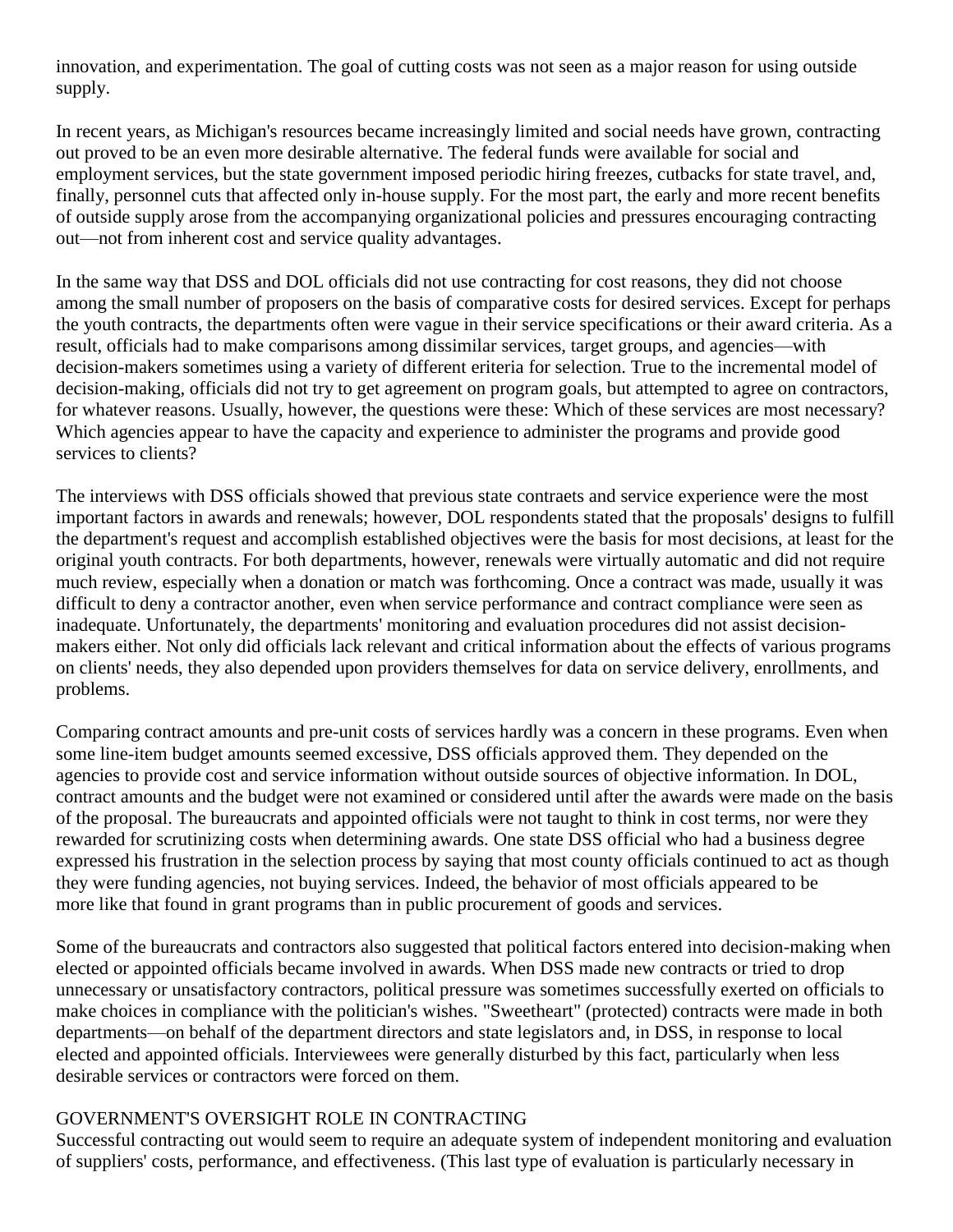innovation, and experimentation. The goal of cutting costs was not seen as a major reason for using outside supply.

In recent years, as Michigan's resources became increasingly limited and social needs have grown, contracting out proved to be an even more desirable alternative. The federal funds were available for social and employment services, but the state government imposed periodic hiring freezes, cutbacks for state travel, and, finally, personnel cuts that affected only in-house supply. For the most part, the early and more recent benefits of outside supply arose from the accompanying organizational policies and pressures encouraging contracting out—not from inherent cost and service quality advantages.

In the same way that DSS and DOL officials did not use contracting for cost reasons, they did not choose among the small number of proposers on the basis of comparative costs for desired services. Except for perhaps the youth contracts, the departments often were vague in their service specifications or their award criteria. As a result, officials had to make comparisons among dissimilar services, target groups, and agencies—with decision-makers sometimes using a variety of different eriteria for selection. True to the incremental model of decision-making, officials did not try to get agreement on program goals, but attempted to agree on contractors, for whatever reasons. Usually, however, the questions were these: Which of these services are most necessary? Which agencies appear to have the capacity and experience to administer the programs and provide good services to clients?

The interviews with DSS officials showed that previous state contraets and service experience were the most important factors in awards and renewals; however, DOL respondents stated that the proposals' designs to fulfill the department's request and accomplish established objectives were the basis for most decisions, at least for the original youth contracts. For both departments, however, renewals were virtually automatic and did not require much review, especially when a donation or match was forthcoming. Once a contract was made, usually it was difficult to deny a contractor another, even when service performance and contract compliance were seen as inadequate. Unfortunately, the departments' monitoring and evaluation procedures did not assist decision-makers either. Not only did officials lack relevant and critical information about the effects of various programs on clients' needs, they also depended upon providers themselves for data on service delivery, enrollments, and problems.

Comparing contract amounts and pre-unit costs of services hardly was a concern in these programs. Even when some line-item budget amounts seemed excessive, DSS officials approved them. They depended on the agencies to provide cost and service information without outside sources of objective information. In DOL, contract amounts and the budget were not examined or considered until after the awards were made on the basis of the proposal. The bureaucrats and appointed officials were not taught to think in cost terms, nor were they rewarded for scrutinizing costs when determining awards. One state DSS official who had a business degree expressed his frustration in the selection process by saying that most county officials continued to act as though they were funding agencies, not buying services. Indeed, the behavior of most officials appeared to be more like that found in grant programs than in public procurement of goods and services.

Some of the bureaucrats and contractors also suggested that political factors entered into decision-making when elected or appointed officials became involved in awards. When DSS made new contracts or tried to drop unnecessary or unsatisfactory contractors, political pressure was sometimes successfully exerted on officials to make choices in compliance with the politician's wishes. "Sweetheart" (protected) contracts were made in both departments—on behalf of the department directors and state legislators and, in DSS, in response to local elected and appointed officials. Interviewees were generally disturbed by this fact, particularly when less desirable services or contractors were forced on them.

## GOVERNMENT'S OVERSIGHT ROLE IN CONTRACTING

Successful contracting out would seem to require an adequate system of independent monitoring and evaluation of suppliers' costs, performance, and effectiveness. (This last type of evaluation is particularly necessary in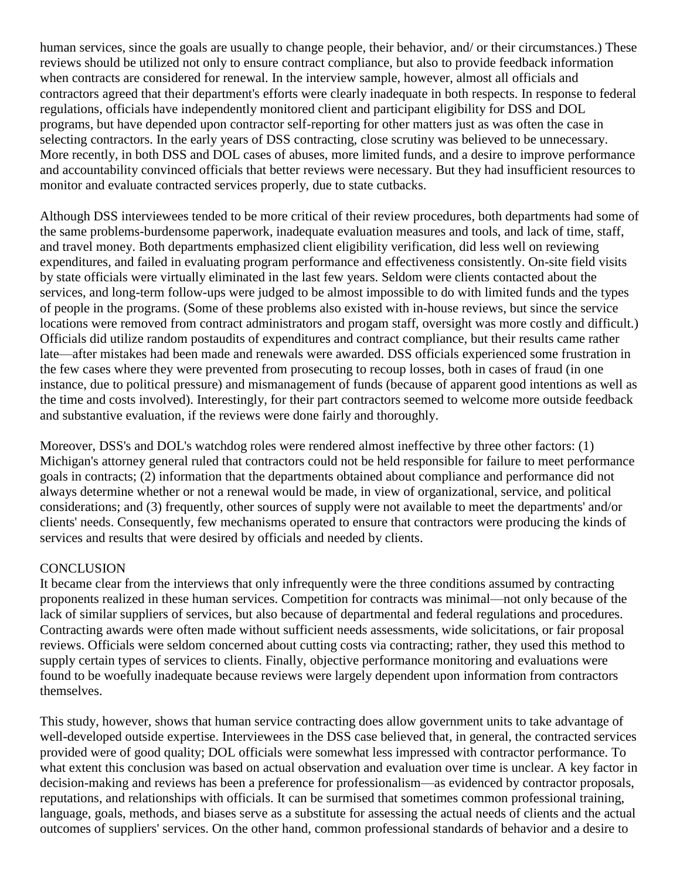human services, since the goals are usually to change people, their behavior, and/ or their circumstances.) These reviews should be utilized not only to ensure contract compliance, but also to provide feedback information when contracts are considered for renewal. In the interview sample, however, almost all officials and contractors agreed that their department's efforts were clearly inadequate in both respects. In response to federal regulations, officials have independently monitored client and participant eligibility for DSS and DOL programs, but have depended upon contractor self-reporting for other matters just as was often the case in selecting contractors. In the early years of DSS contracting, close scrutiny was believed to be unnecessary. More recently, in both DSS and DOL cases of abuses, more limited funds, and a desire to improve performance and accountability convinced officials that better reviews were necessary. But they had insufficient resources to monitor and evaluate contracted services properly, due to state cutbacks.

Although DSS interviewees tended to be more critical of their review procedures, both departments had some of the same problems-burdensome paperwork, inadequate evaluation measures and tools, and lack of time, staff, and travel money. Both departments emphasized client eligibility verification, did less well on reviewing expenditures, and failed in evaluating program performance and effectiveness consistently. On-site field visits by state officials were virtually eliminated in the last few years. Seldom were clients contacted about the services, and long-term follow-ups were judged to be almost impossible to do with limited funds and the types of people in the programs. (Some of these problems also existed with in-house reviews, but since the service locations were removed from contract administrators and progam staff, oversight was more costly and difficult.) Officials did utilize random postaudits of expenditures and contract compliance, but their results came rather late—after mistakes had been made and renewals were awarded. DSS officials experienced some frustration in the few cases where they were prevented from prosecuting to recoup losses, both in cases of fraud (in one instance, due to political pressure) and mismanagement of funds (because of apparent good intentions as well as the time and costs involved). Interestingly, for their part contractors seemed to welcome more outside feedback and substantive evaluation, if the reviews were done fairly and thoroughly.

Moreover, DSS's and DOL's watchdog roles were rendered almost ineffective by three other factors: (1) Michigan's attorney general ruled that contractors could not be held responsible for failure to meet performance goals in contracts; (2) information that the departments obtained about compliance and performance did not always determine whether or not a renewal would be made, in view of organizational, service, and political considerations; and (3) frequently, other sources of supply were not available to meet the departments' and/or clients' needs. Consequently, few mechanisms operated to ensure that contractors were producing the kinds of services and results that were desired by officials and needed by clients.

## CONCLUSION

It became clear from the interviews that only infrequently were the three conditions assumed by contracting proponents realized in these human services. Competition for contracts was minimal—not only because of the lack of similar suppliers of services, but also because of departmental and federal regulations and procedures. Contracting awards were often made without sufficient needs assessments, wide solicitations, or fair proposal reviews. Officials were seldom concerned about cutting costs via contracting; rather, they used this method to supply certain types of services to clients. Finally, objective performance monitoring and evaluations were found to be woefully inadequate because reviews were largely dependent upon information from contractors themselves.

This study, however, shows that human service contracting does allow government units to take advantage of well-developed outside expertise. Interviewees in the DSS case believed that, in general, the contracted services provided were of good quality; DOL officials were somewhat less impressed with contractor performance. To what extent this conclusion was based on actual observation and evaluation over time is unclear. A key factor in decision-making and reviews has been a preference for professionalism—as evidenced by contractor proposals, reputations, and relationships with officials. It can be surmised that sometimes common professional training, language, goals, methods, and biases serve as a substitute for assessing the actual needs of clients and the actual outcomes of suppliers' services. On the other hand, common professional standards of behavior and a desire to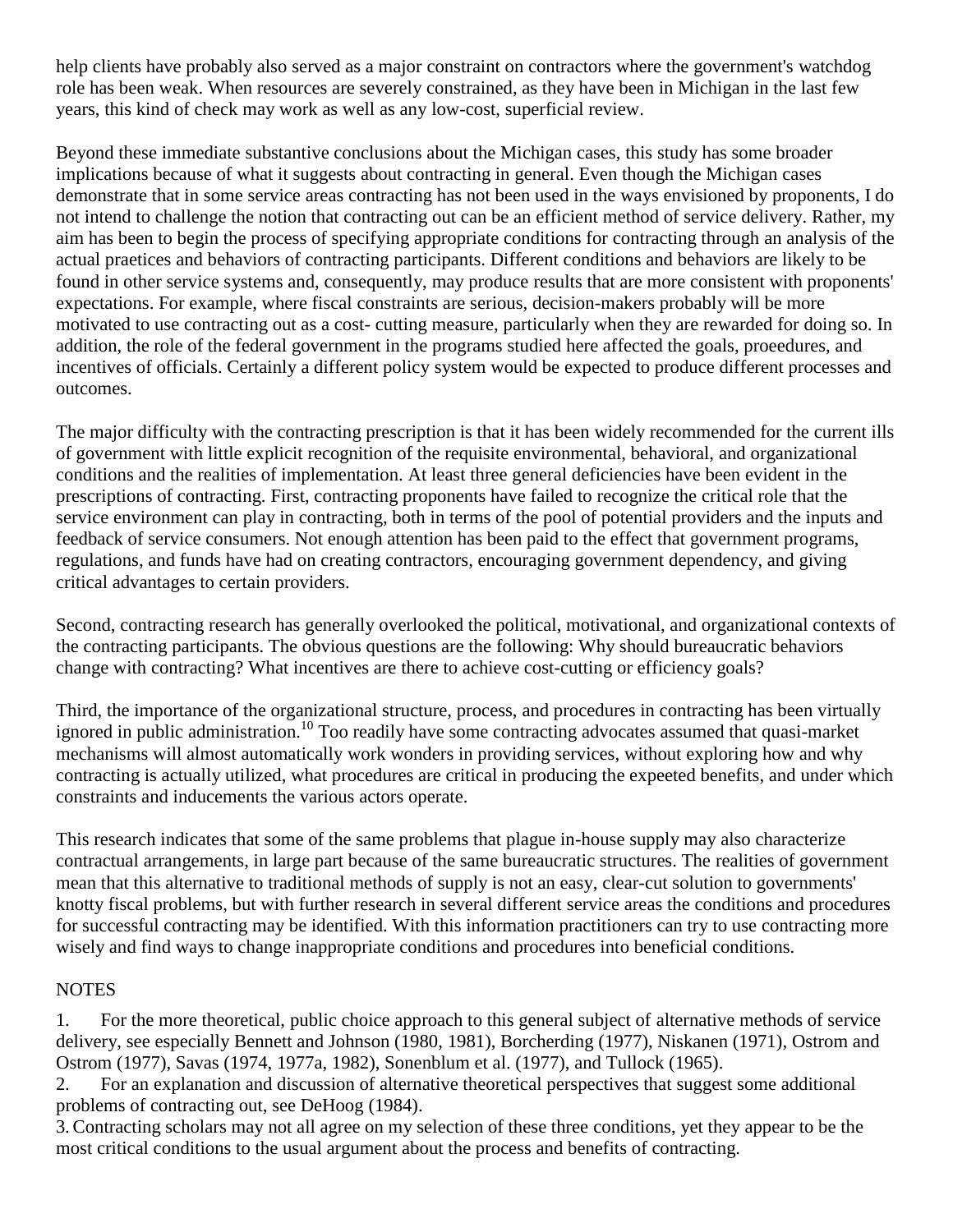help clients have probably also served as a major constraint on contractors where the government's watchdog role has been weak. When resources are severely constrained, as they have been in Michigan in the last few years, this kind of check may work as well as any low-cost, superficial review.

Beyond these immediate substantive conclusions about the Michigan cases, this study has some broader implications because of what it suggests about contracting in general. Even though the Michigan cases demonstrate that in some service areas contracting has not been used in the ways envisioned by proponents, I do not intend to challenge the notion that contracting out can be an efficient method of service delivery. Rather, my aim has been to begin the process of specifying appropriate conditions for contracting through an analysis of the actual praetices and behaviors of contracting participants. Different conditions and behaviors are likely to be found in other service systems and, consequently, may produce results that are more consistent with proponents' expectations. For example, where fiscal constraints are serious, decision-makers probably will be more motivated to use contracting out as a cost- cutting measure, particularly when they are rewarded for doing so. In addition, the role of the federal government in the programs studied here affected the goals, proeedures, and incentives of officials. Certainly a different policy system would be expected to produce different processes and outcomes.

The major difficulty with the contracting prescription is that it has been widely recommended for the current ills of government with little explicit recognition of the requisite environmental, behavioral, and organizational conditions and the realities of implementation. At least three general deficiencies have been evident in the prescriptions of contracting. First, contracting proponents have failed to recognize the critical role that the service environment can play in contracting, both in terms of the pool of potential providers and the inputs and feedback of service consumers. Not enough attention has been paid to the effect that government programs, regulations, and funds have had on creating contractors, encouraging government dependency, and giving critical advantages to certain providers.

Second, contracting research has generally overlooked the political, motivational, and organizational contexts of the contracting participants. The obvious questions are the following: Why should bureaucratic behaviors change with contracting? What incentives are there to achieve cost-cutting or efficiency goals?

Third, the importance of the organizational structure, process, and procedures in contracting has been virtually ignored in public administration.[10] Too readily have some contracting advocates assumed that quasi-market mechanisms will almost automatically work wonders in providing services, without exploring how and why contracting is actually utilized, what procedures are critical in producing the expeeted benefits, and under which constraints and inducements the various actors operate.

This research indicates that some of the same problems that plague in-house supply may also characterize contractual arrangements, in large part because of the same bureaucratic structures. The realities of government mean that this alternative to traditional methods of supply is not an easy, clear-cut solution to governments' knotty fiscal problems, but with further research in several different service areas the conditions and procedures for successful contracting may be identified. With this information practitioners can try to use contracting more wisely and find ways to change inappropriate conditions and procedures into beneficial conditions.

NOTES

1. For the more theoretical, public choice approach to this general subject of alternative methods of service delivery, see especially Bennett and Johnson (1980, 1981), Borcherding (1977), Niskanen (1971), Ostrom and Ostrom (1977), Savas (1974, 1977a, 1982), Sonenblum et al. (1977), and Tullock (1965).
2. For an explanation and discussion of alternative theoretical perspectives that suggest some additional problems of contracting out, see DeHoog (1984).
3. Contracting scholars may not all agree on my selection of these three conditions, yet they appear to be the most critical conditions to the usual argument about the process and benefits of contracting.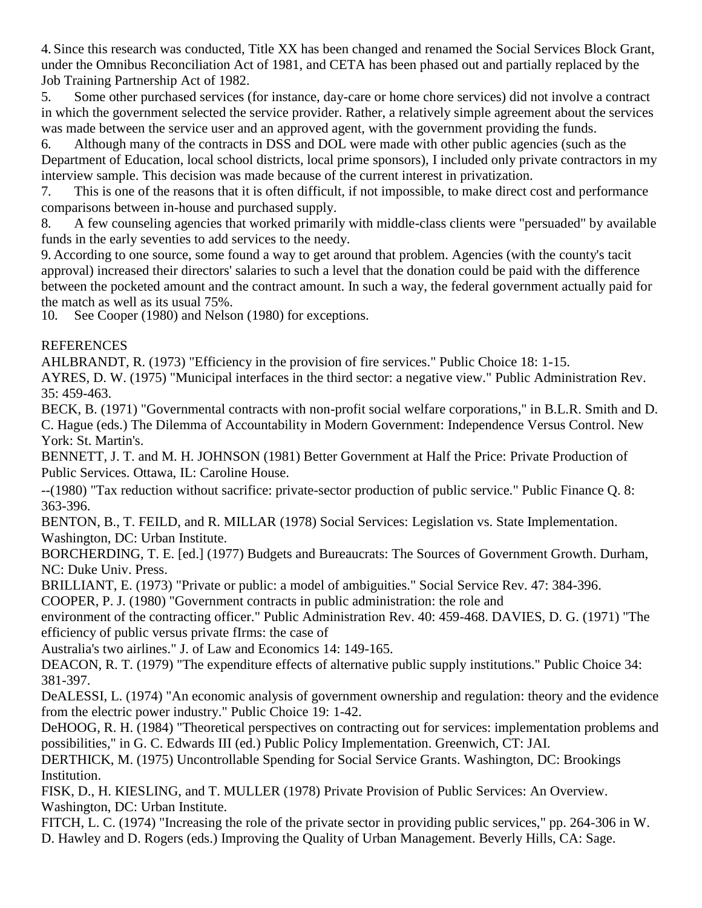4. Since this research was conducted, Title XX has been changed and renamed the Social Services Block Grant, under the Omnibus Reconciliation Act of 1981, and CETA has been phased out and partially replaced by the Job Training Partnership Act of 1982.

5. Some other purchased services (for instance, day-care or home chore services) did not involve a contract in which the government selected the service provider. Rather, a relatively simple agreement about the services was made between the service user and an approved agent, with the government providing the funds.

6. Although many of the contracts in DSS and DOL were made with other public agencies (such as the Department of Education, local school districts, local prime sponsors), I included only private contractors in my interview sample. This decision was made because of the current interest in privatization.

7. This is one of the reasons that it is often difficult, if not impossible, to make direct cost and performance comparisons between in-house and purchased supply.

8. A few counseling agencies that worked primarily with middle-class clients were "persuaded" by available funds in the early seventies to add services to the needy.

9. According to one source, some found a way to get around that problem. Agencies (with the county's tacit approval) increased their directors' salaries to such a level that the donation could be paid with the difference between the pocketed amount and the contract amount. In such a way, the federal government actually paid for the match as well as its usual 75%.

10. See Cooper (1980) and Nelson (1980) for exceptions.

## REFERENCES

AHLBRANDT, R. (1973) "Efficiency in the provision of fire services." Public Choice 18: 1-15.

AYRES, D. W. (1975) "Municipal interfaces in the third sector: a negative view." Public Administration Rev. 35: 459-463.

BECK, B. (1971) "Governmental contracts with non-profit social welfare corporations," in B.L.R. Smith and D. C. Hague (eds.) The Dilemma of Accountability in Modern Government: Independence Versus Control. New York: St. Martin's.

BENNETT, J. T. and M. H. JOHNSON (1981) Better Government at Half the Price: Private Production of Public Services. Ottawa, IL: Caroline House.

--(1980) "Tax reduction without sacrifice: private-sector production of public service." Public Finance Q. 8: 363-396.

BENTON, B., T. FEILD, and R. MILLAR (1978) Social Services: Legislation vs. State Implementation. Washington, DC: Urban Institute.

BORCHERDING, T. E. [ed.] (1977) Budgets and Bureaucrats: The Sources of Government Growth. Durham, NC: Duke Univ. Press.

BRILLIANT, E. (1973) "Private or public: a model of ambiguities." Social Service Rev. 47: 384-396.

COOPER, P. J. (1980) "Government contracts in public administration: the role and environment of the contracting officer." Public Administration Rev. 40: 459-468.

DAVIES, D. G. (1971) "The efficiency of public versus private fIrms: the case of Australia's two airlines." J. of Law and Economics 14: 149-165.

DEACON, R. T. (1979) "The expenditure effects of alternative public supply institutions." Public Choice 34: 381-397.

DeALESSI, L. (1974) "An economic analysis of government ownership and regulation: theory and the evidence from the electric power industry." Public Choice 19: 1-42.

DeHOOG, R. H. (1984) "Theoretical perspectives on contracting out for services: implementation problems and possibilities," in G. C. Edwards III (ed.) Public Policy Implementation. Greenwich, CT: JAI.

DERTHICK, M. (1975) Uncontrollable Spending for Social Service Grants. Washington, DC: Brookings Institution.

FISK, D., H. KIESLING, and T. MULLER (1978) Private Provision of Public Services: An Overview. Washington, DC: Urban Institute.

FITCH, L. C. (1974) "Increasing the role of the private sector in providing public services," pp. 264-306 in W. D. Hawley and D. Rogers (eds.) Improving the Quality of Urban Management. Beverly Hills, CA: Sage.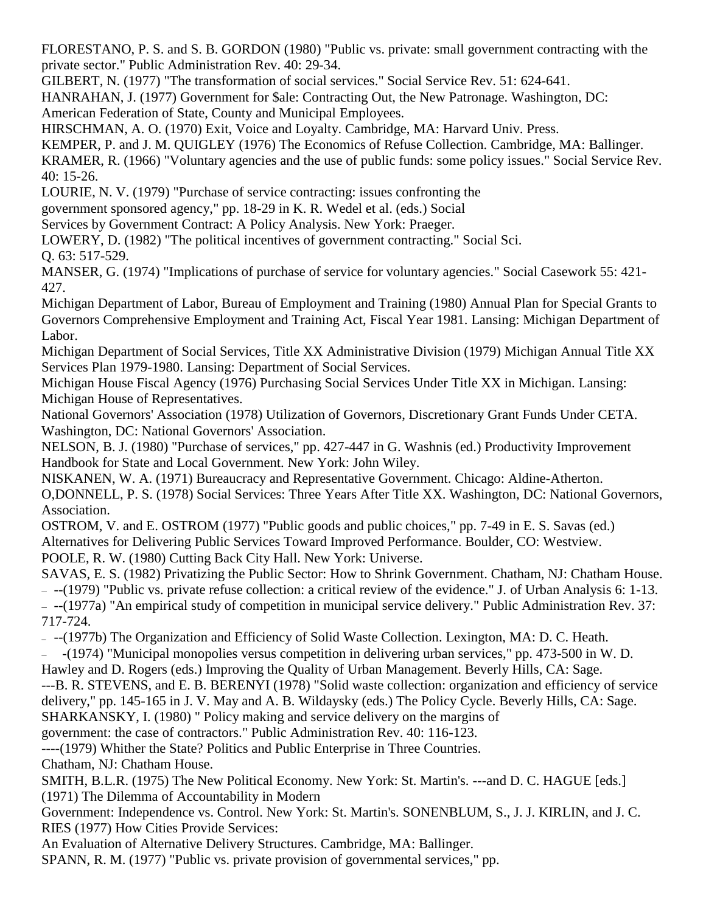FLORESTANO, P. S. and S. B. GORDON (1980) "Public vs. private: small government contracting with the private sector." Public Administration Rev. 40: 29-34.

GILBERT, N. (1977) "The transformation of social services." Social Service Rev. 51: 624-641.

HANRAHAN, J. (1977) Government for $ale: Contracting Out, the New Patronage. Washington, DC: American Federation of State, County and Municipal Employees.

HIRSCHMAN, A. O. (1970) Exit, Voice and Loyalty. Cambridge, MA: Harvard Univ. Press.

KEMPER, P. and J. M. QUIGLEY (1976) The Economics of Refuse Collection. Cambridge, MA: Ballinger.

KRAMER, R. (1966) "Voluntary agencies and the use of public funds: some policy issues." Social Service Rev. 40: 15-26.

LOURIE, N. V. (1979) "Purchase of service contracting: issues confronting the government sponsored agency," pp. 18-29 in K. R. Wedel et al. (eds.) Social Services by Government Contract: A Policy Analysis. New York: Praeger.

LOWERY, D. (1982) "The political incentives of government contracting." Social Sci. Q. 63: 517-529.

MANSER, G. (1974) "Implications of purchase of service for voluntary agencies." Social Casework 55: 421-427.

Michigan Department of Labor, Bureau of Employment and Training (1980) Annual Plan for Special Grants to Governors Comprehensive Employment and Training Act, Fiscal Year 1981. Lansing: Michigan Department of Labor.

Michigan Department of Social Services, Title XX Administrative Division (1979) Michigan Annual Title XX Services Plan 1979-1980. Lansing: Department of Social Services.

Michigan House Fiscal Agency (1976) Purchasing Social Services Under Title XX in Michigan. Lansing: Michigan House of Representatives.

National Governors' Association (1978) Utilization of Governors, Discretionary Grant Funds Under CETA. Washington, DC: National Governors' Association.

NELSON, B. J. (1980) "Purchase of services," pp. 427-447 in G. Washnis (ed.) Productivity Improvement Handbook for State and Local Government. New York: John Wiley.

NISKANEN, W. A. (1971) Bureaucracy and Representative Government. Chicago: Aldine-Atherton.

O,DONNELL, P. S. (1978) Social Services: Three Years After Title XX. Washington, DC: National Governors, Association.

OSTROM, V. and E. OSTROM (1977) "Public goods and public choices," pp. 7-49 in E. S. Savas (ed.) Alternatives for Delivering Public Services Toward Improved Performance. Boulder, CO: Westview.

POOLE, R. W. (1980) Cutting Back City Hall. New York: Universe.

SAVAS, E. S. (1982) Privatizing the Public Sector: How to Shrink Government. Chatham, NJ: Chatham House.

- --(1979) "Public vs. private refuse collection: a critical review of the evidence." J. of Urban Analysis 6: 1-13.
- --(1977a) "An empirical study of competition in municipal service delivery." Public Administration Rev. 37: 717-724.
- --(1977b) The Organization and Efficiency of Solid Waste Collection. Lexington, MA: D. C. Heath.
- -(1974) "Municipal monopolies versus competition in delivering urban services," pp. 473-500 in W. D. Hawley and D. Rogers (eds.) Improving the Quality of Urban Management. Beverly Hills, CA: Sage.

---B. R. STEVENS, and E. B. BERENYI (1978) "Solid waste collection: organization and efficiency of service delivery," pp. 145-165 in J. V. May and A. B. Wildaysky (eds.) The Policy Cycle. Beverly Hills, CA: Sage.

SHARKANSKY, I. (1980) " Policy making and service delivery on the margins of government: the case of contractors." Public Administration Rev. 40: 116-123.

----(1979) Whither the State? Politics and Public Enterprise in Three Countries. Chatham, NJ: Chatham House.

SMITH, B.L.R. (1975) The New Political Economy. New York: St. Martin's. ---and D. C. HAGUE [eds.] (1971) The Dilemma of Accountability in Modern Government: Independence vs. Control. New York: St. Martin's. SONENBLUM, S., J. J. KIRLIN, and J. C. RIES (1977) How Cities Provide Services: An Evaluation of Alternative Delivery Structures. Cambridge, MA: Ballinger.

SPANN, R. M. (1977) "Public vs. private provision of governmental services," pp.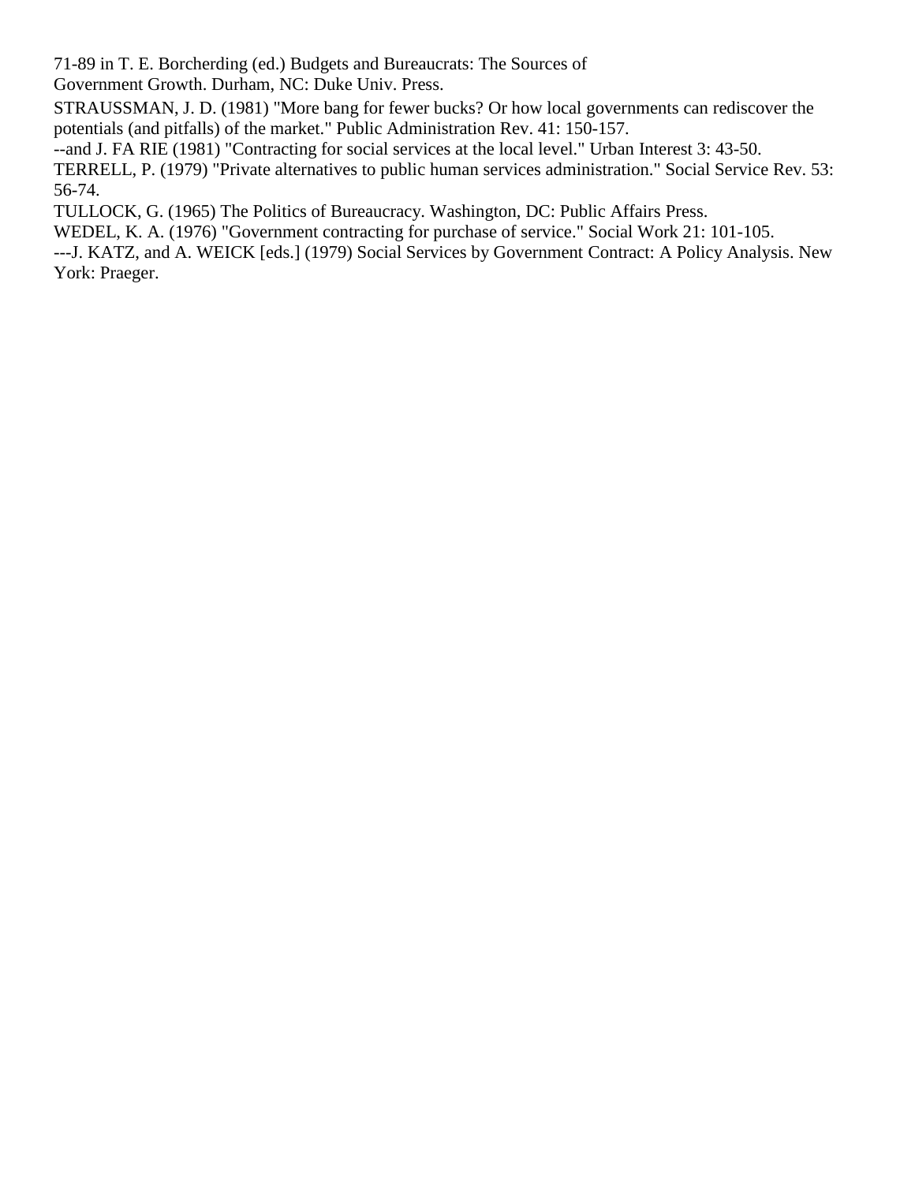71-89 in T. E. Borcherding (ed.) Budgets and Bureaucrats: The Sources of Government Growth. Durham, NC: Duke Univ. Press.

STRAUSSMAN, J. D. (1981) "More bang for fewer bucks? Or how local governments can rediscover the potentials (and pitfalls) of the market." Public Administration Rev. 41: 150-157.

--and J. FA RIE (1981) "Contracting for social services at the local level." Urban Interest 3: 43-50.

TERRELL, P. (1979) "Private alternatives to public human services administration." Social Service Rev. 53: 56-74.

TULLOCK, G. (1965) The Politics of Bureaucracy. Washington, DC: Public Affairs Press.

WEDEL, K. A. (1976) "Government contracting for purchase of service." Social Work 21: 101-105.

---J. KATZ, and A. WEICK [eds.] (1979) Social Services by Government Contract: A Policy Analysis. New York: Praeger.